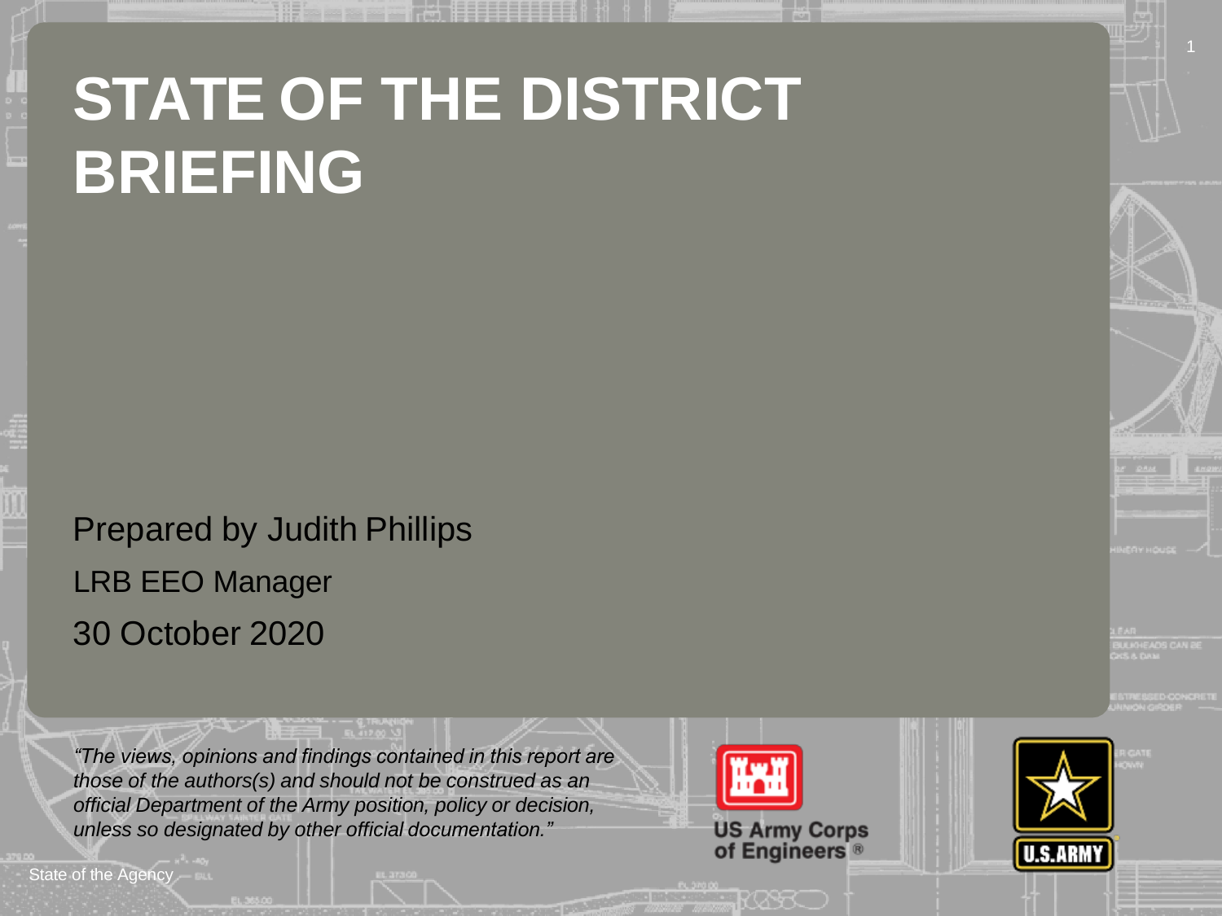# STATE OF THE DISTRICT BRIEFING

Prepared by Judith Phillips

LRB EEO Manager

30 October 2020

*"The views, opinions and findings contained in this report are those of the authors(s) and should not be construed as an official Department of the Army position, policy or decision, unless so designated by other official documentation."*

US Army Corps of Engineers ®

U.S.ARMY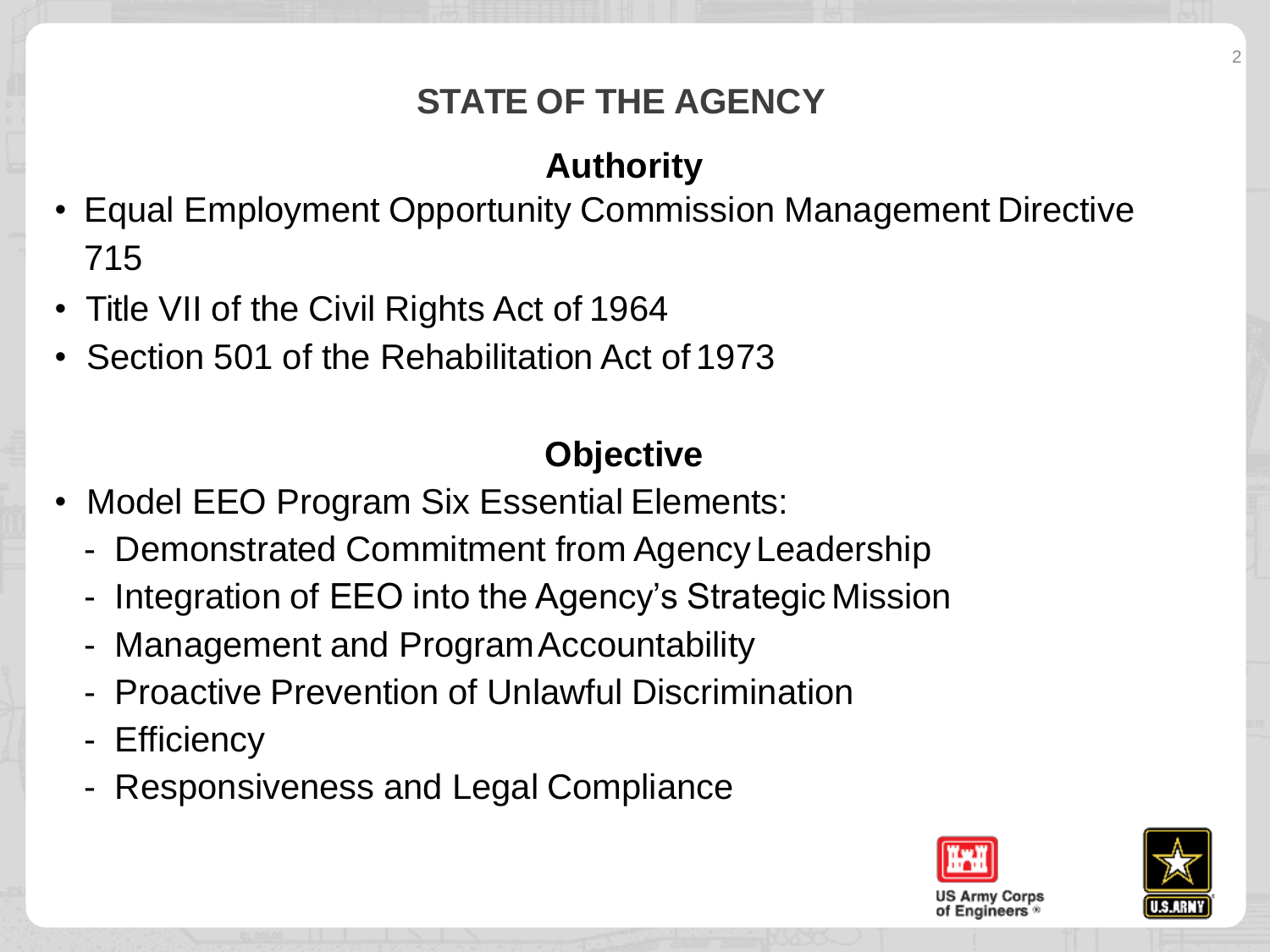# STATE OF THE AGENCY

## Authority

- Equal Employment Opportunity Commission Management Directive 715
- Title VII of the Civil Rights Act of 1964
- Section 501 of the Rehabilitation Act of 1973

## Objective

- Model EEO Program Six Essential Elements:
  - Demonstrated Commitment from Agency Leadership
  - Integration of EEO into the Agency's Strategic Mission
  - Management and Program Accountability
  - Proactive Prevention of Unlawful Discrimination
  - Efficiency
  - Responsiveness and Legal Compliance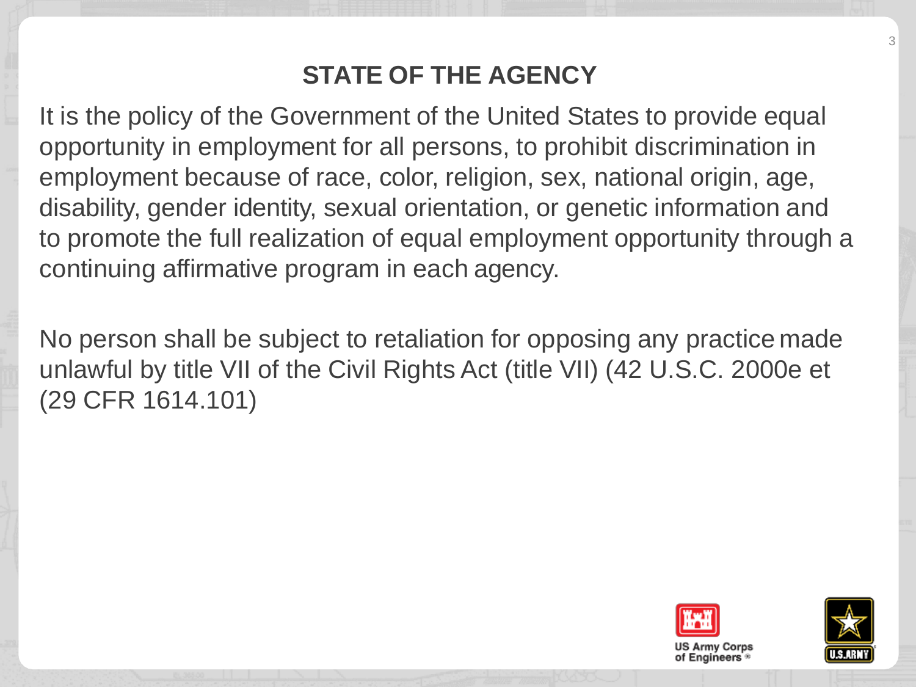# STATE OF THE AGENCY

It is the policy of the Government of the United States to provide equal opportunity in employment for all persons, to prohibit discrimination in employment because of race, color, religion, sex, national origin, age, disability, gender identity, sexual orientation, or genetic information and to promote the full realization of equal employment opportunity through a continuing affirmative program in each agency.

No person shall be subject to retaliation for opposing any practice made unlawful by title VII of the Civil Rights Act (title VII) (42 U.S.C. 2000e et (29 CFR 1614.101)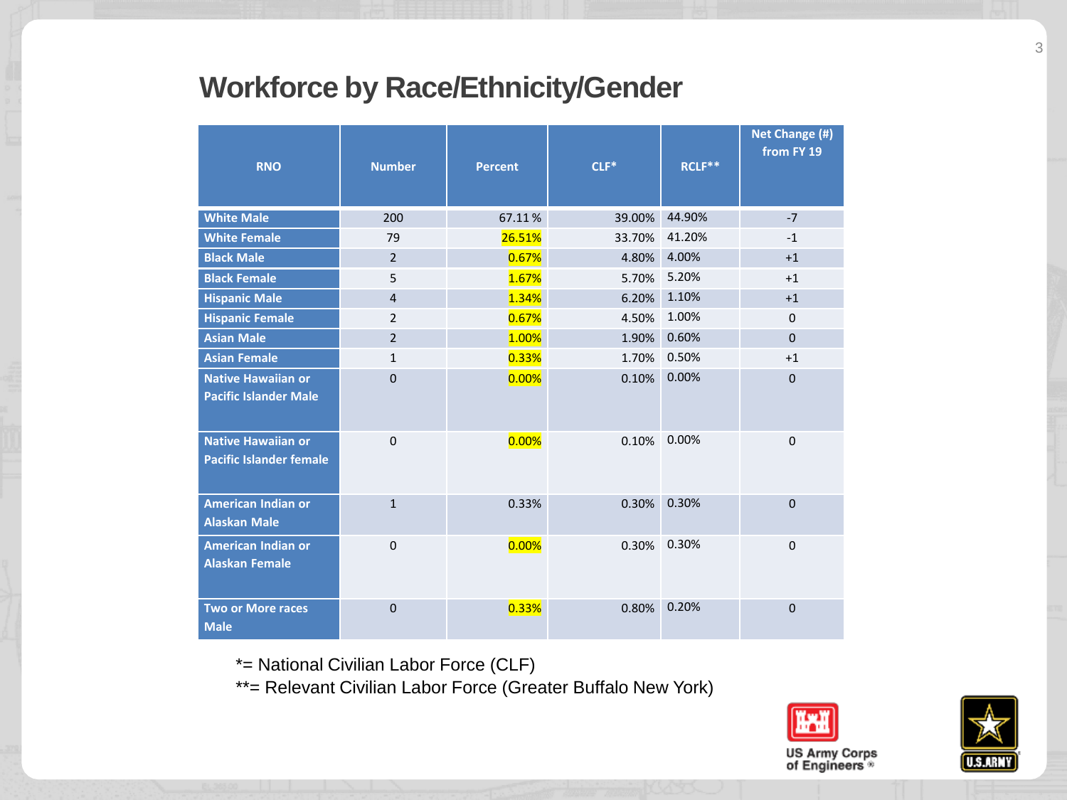# Workforce by Race/Ethnicity/Gender

| RNO | Number | Percent | CLF* | RCLF** | Net Change (#) from FY 19 |
|---|---|---|---|---|---|
| White Male | 200 | 67.11 % | 39.00% | 44.90% | -7 |
| White Female | 79 | 26.51% | 33.70% | 41.20% | -1 |
| Black Male | 2 | 0.67% | 4.80% | 4.00% | +1 |
| Black Female | 5 | 1.67% | 5.70% | 5.20% | +1 |
| Hispanic Male | 4 | 1.34% | 6.20% | 1.10% | +1 |
| Hispanic Female | 2 | 0.67% | 4.50% | 1.00% | 0 |
| Asian Male | 2 | 1.00% | 1.90% | 0.60% | 0 |
| Asian Female | 1 | 0.33% | 1.70% | 0.50% | +1 |
| Native Hawaiian or Pacific Islander Male | 0 | 0.00% | 0.10% | 0.00% | 0 |
| Native Hawaiian or Pacific Islander female | 0 | 0.00% | 0.10% | 0.00% | 0 |
| American Indian or Alaskan Male | 1 | 0.33% | 0.30% | 0.30% | 0 |
| American Indian or Alaskan Female | 0 | 0.00% | 0.30% | 0.30% | 0 |
| Two or More races Male | 0 | 0.33% | 0.80% | 0.20% | 0 |

*= National Civilian Labor Force (CLF)

**= Relevant Civilian Labor Force (Greater Buffalo New York)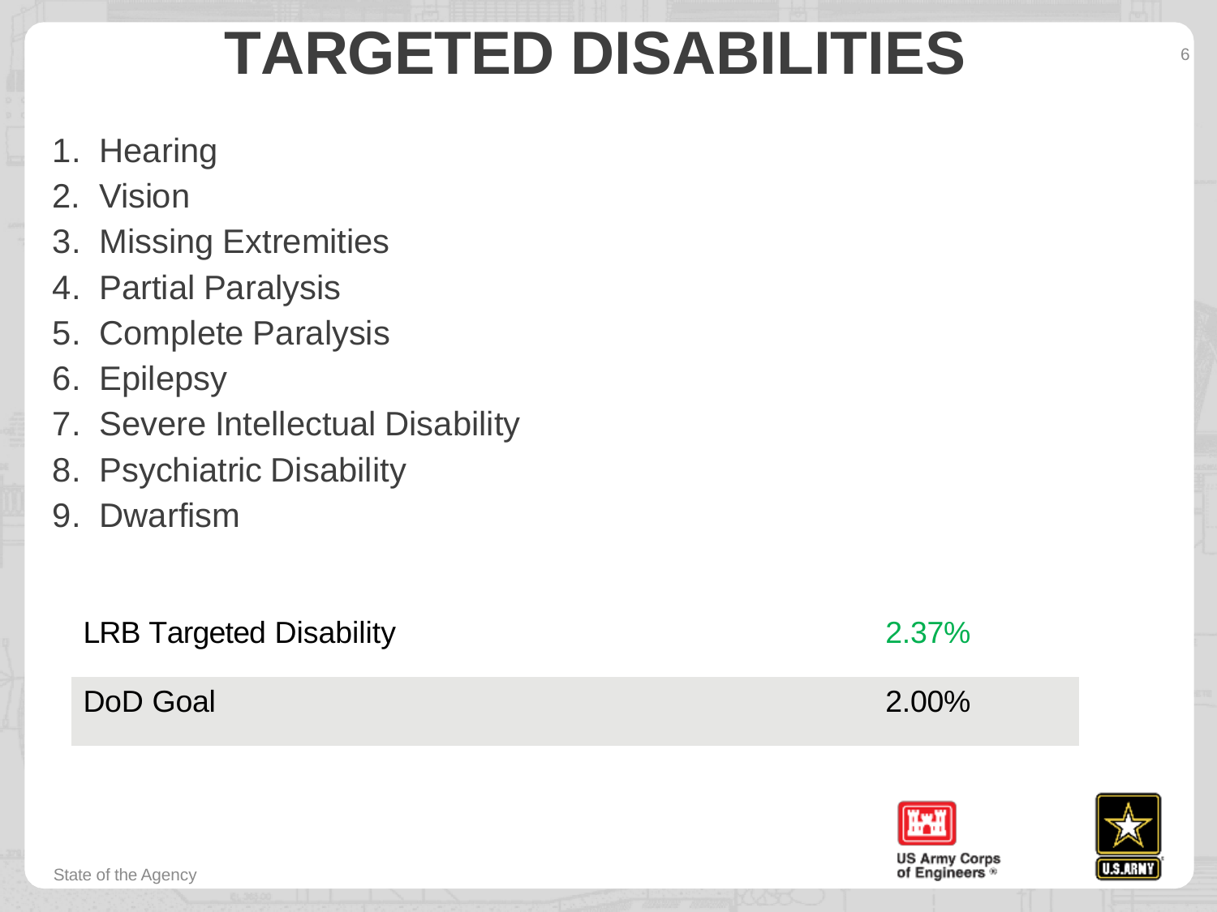# TARGETED DISABILITIES

1. Hearing
2. Vision
3. Missing Extremities
4. Partial Paralysis
5. Complete Paralysis
6. Epilepsy
7. Severe Intellectual Disability
8. Psychiatric Disability
9. Dwarfism

| | |
|---|---|
| LRB Targeted Disability | 2.37% |
| DoD Goal | 2.00% |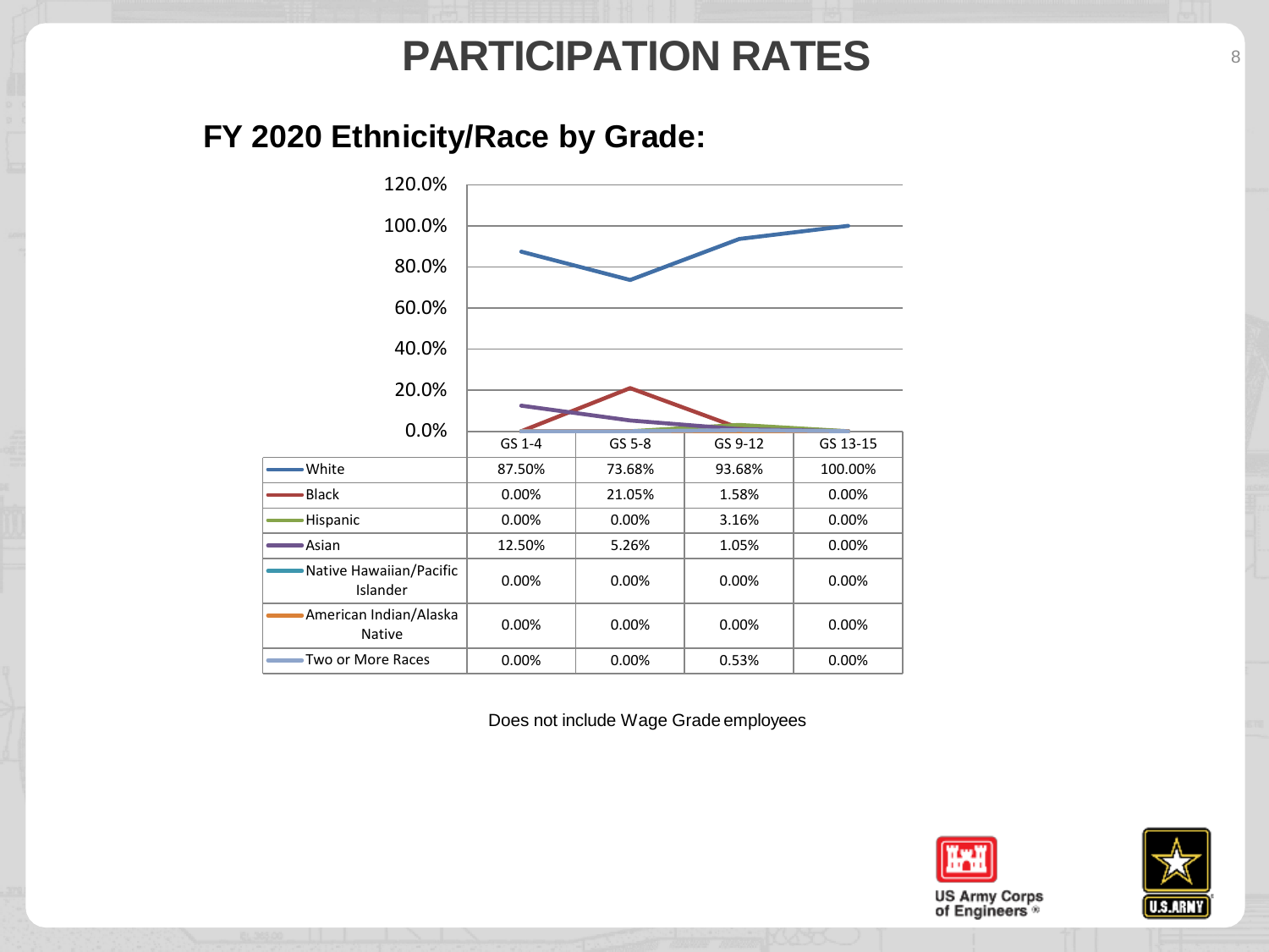# PARTICIPATION RATES

## FY 2020 Ethnicity/Race by Grade:

| | GS 1-4 | GS 5-8 | GS 9-12 | GS 13-15 |
|---|---|---|---|---|
| White | 87.50% | 73.68% | 93.68% | 100.00% |
| Black | 0.00% | 21.05% | 1.58% | 0.00% |
| Hispanic | 0.00% | 0.00% | 3.16% | 0.00% |
| Asian | 12.50% | 5.26% | 1.05% | 0.00% |
| Native Hawaiian/Pacific Islander | 0.00% | 0.00% | 0.00% | 0.00% |
| American Indian/Alaska Native | 0.00% | 0.00% | 0.00% | 0.00% |
| Two or More Races | 0.00% | 0.00% | 0.53% | 0.00% |

Does not include Wage Grade employees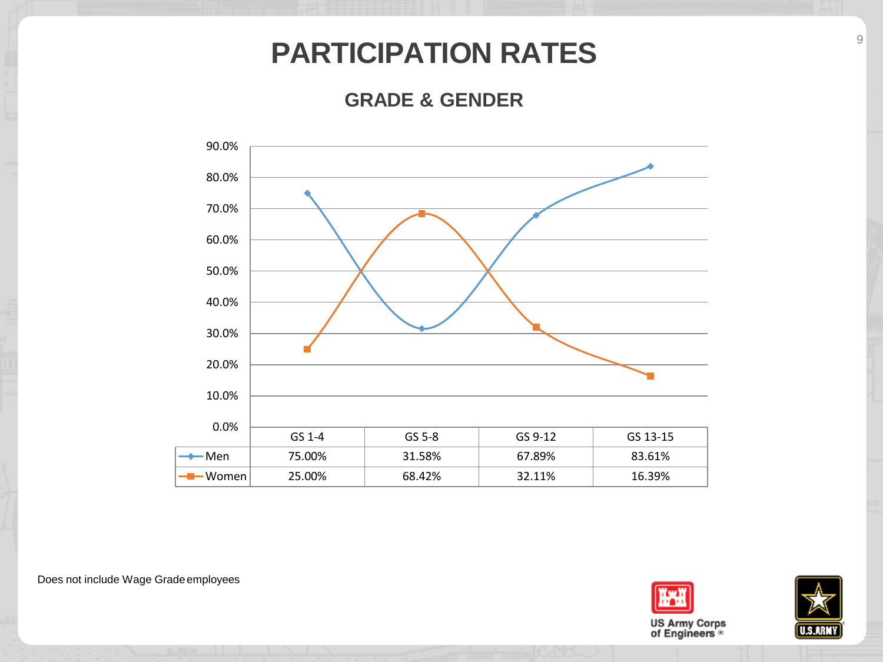# PARTICIPATION RATES

## GRADE & GENDER

| | GS 1-4 | GS 5-8 | GS 9-12 | GS 13-15 |
|---|---|---|---|---|
| Men | 75.00% | 31.58% | 67.89% | 83.61% |
| Women | 25.00% | 68.42% | 32.11% | 16.39% |

Does not include Wage Grade employees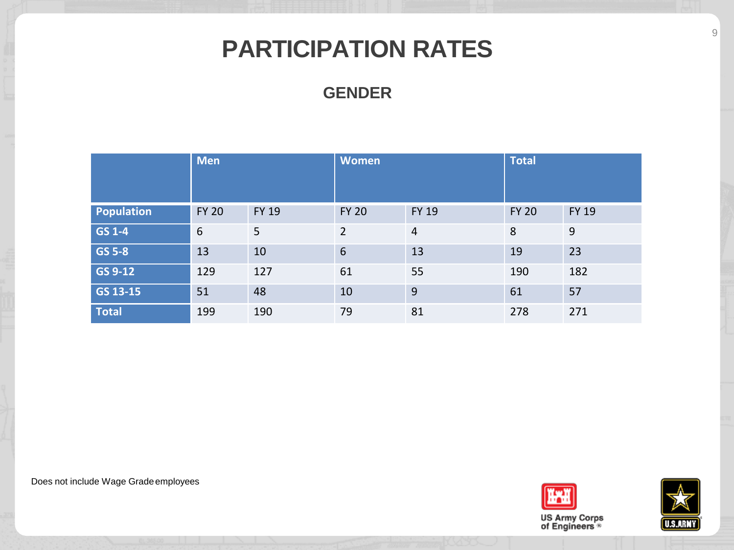# PARTICIPATION RATES

## GENDER

| | Men | | Women | | Total | |
|---|---|---|---|---|---|---|
| **Population** | FY 20 | FY 19 | FY 20 | FY 19 | FY 20 | FY 19 |
| **GS 1-4** | 6 | 5 | 2 | 4 | 8 | 9 |
| **GS 5-8** | 13 | 10 | 6 | 13 | 19 | 23 |
| **GS 9-12** | 129 | 127 | 61 | 55 | 190 | 182 |
| **GS 13-15** | 51 | 48 | 10 | 9 | 61 | 57 |
| **Total** | 199 | 190 | 79 | 81 | 278 | 271 |

Does not include Wage Grade employees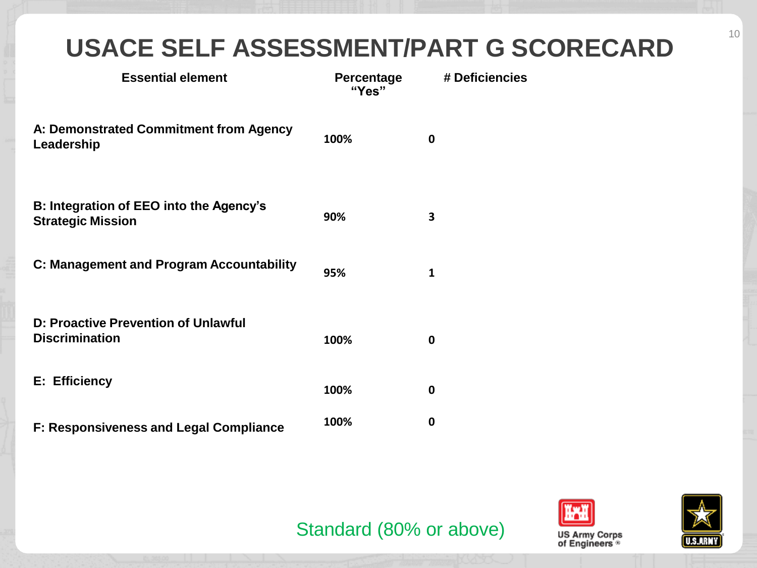# USACE SELF ASSESSMENT/PART G SCORECARD

| Essential element | Percentage "Yes" | # Deficiencies |
|---|---|---|
| A: Demonstrated Commitment from Agency Leadership | 100% | 0 |
| B: Integration of EEO into the Agency's Strategic Mission | 90% | 3 |
| C: Management and Program Accountability | 95% | 1 |
| D: Proactive Prevention of Unlawful Discrimination | 100% | 0 |
| E: Efficiency | 100% | 0 |
| F: Responsiveness and Legal Compliance | 100% | 0 |

Standard (80% or above)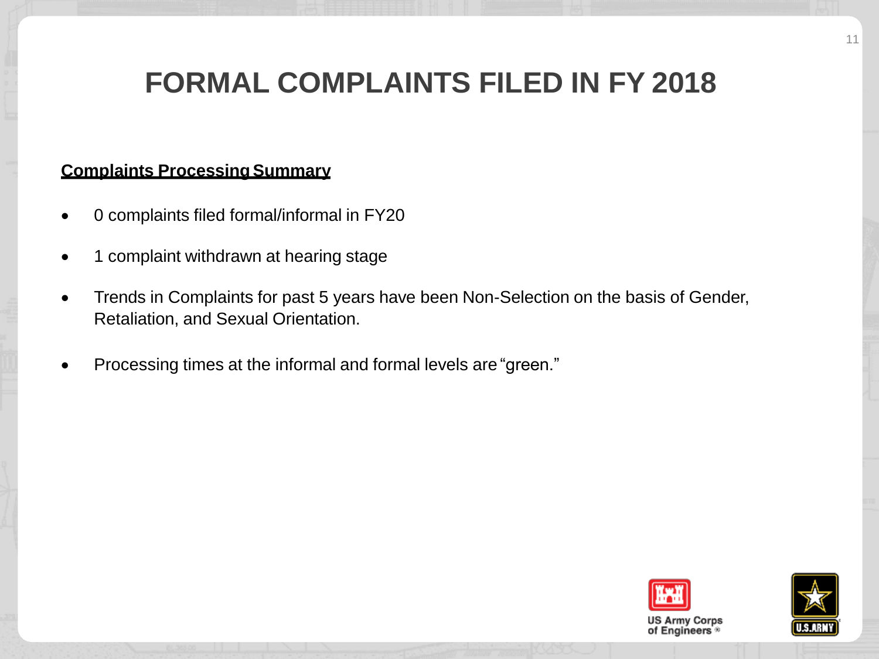# FORMAL COMPLAINTS FILED IN FY 2018

**Complaints Processing Summary**

- 0 complaints filed formal/informal in FY20
- 1 complaint withdrawn at hearing stage
- Trends in Complaints for past 5 years have been Non-Selection on the basis of Gender, Retaliation, and Sexual Orientation.
- Processing times at the informal and formal levels are "green."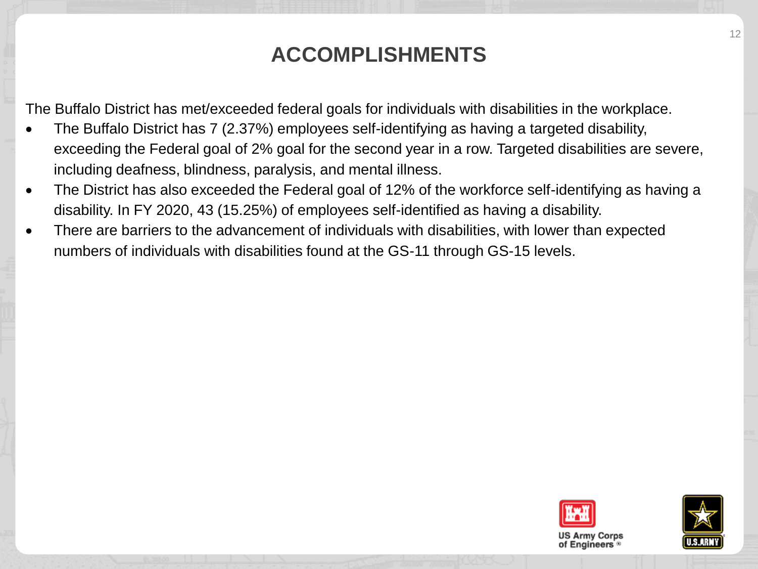# ACCOMPLISHMENTS

The Buffalo District has met/exceeded federal goals for individuals with disabilities in the workplace.

- The Buffalo District has 7 (2.37%) employees self-identifying as having a targeted disability, exceeding the Federal goal of 2% goal for the second year in a row. Targeted disabilities are severe, including deafness, blindness, paralysis, and mental illness.
- The District has also exceeded the Federal goal of 12% of the workforce self-identifying as having a disability. In FY 2020, 43 (15.25%) of employees self-identified as having a disability.
- There are barriers to the advancement of individuals with disabilities, with lower than expected numbers of individuals with disabilities found at the GS-11 through GS-15 levels.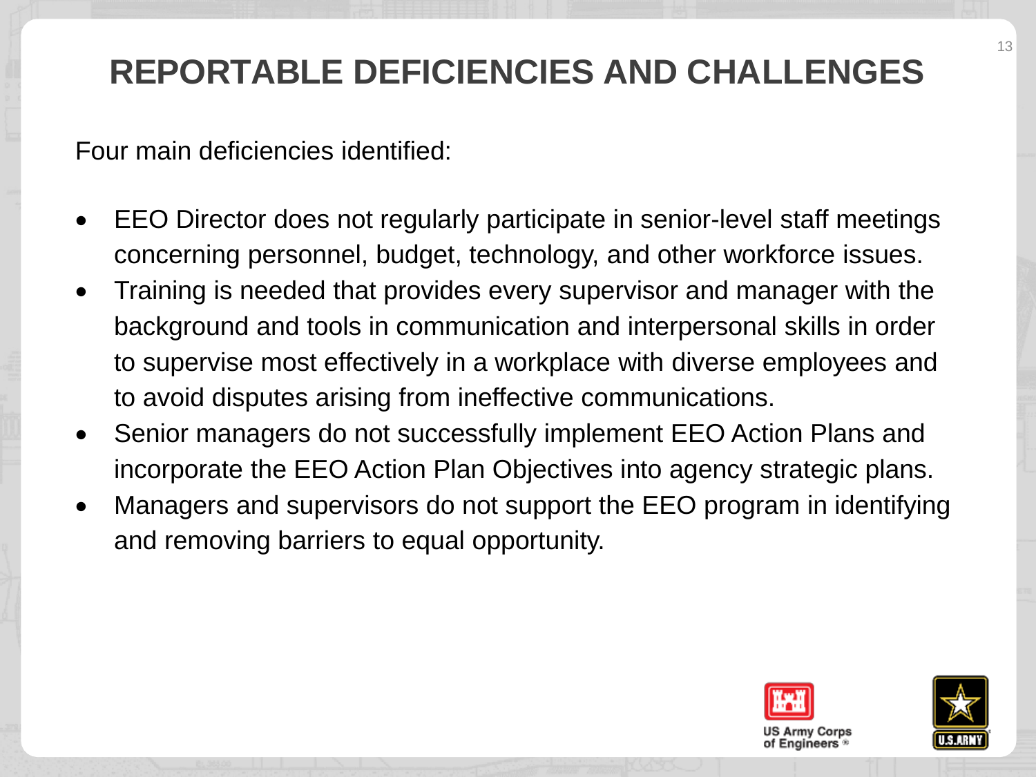# REPORTABLE DEFICIENCIES AND CHALLENGES

Four main deficiencies identified:

- EEO Director does not regularly participate in senior-level staff meetings concerning personnel, budget, technology, and other workforce issues.
- Training is needed that provides every supervisor and manager with the background and tools in communication and interpersonal skills in order to supervise most effectively in a workplace with diverse employees and to avoid disputes arising from ineffective communications.
- Senior managers do not successfully implement EEO Action Plans and incorporate the EEO Action Plan Objectives into agency strategic plans.
- Managers and supervisors do not support the EEO program in identifying and removing barriers to equal opportunity.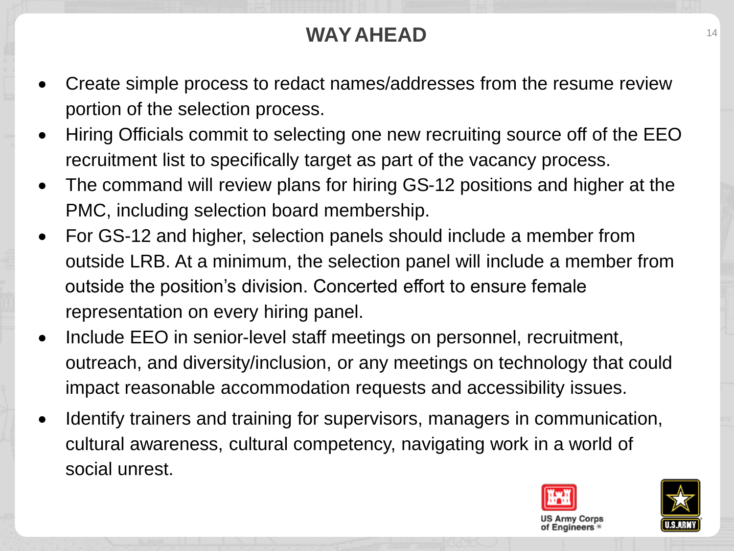# WAY AHEAD

- Create simple process to redact names/addresses from the resume review portion of the selection process.
- Hiring Officials commit to selecting one new recruiting source off of the EEO recruitment list to specifically target as part of the vacancy process.
- The command will review plans for hiring GS-12 positions and higher at the PMC, including selection board membership.
- For GS-12 and higher, selection panels should include a member from outside LRB. At a minimum, the selection panel will include a member from outside the position's division. Concerted effort to ensure female representation on every hiring panel.
- Include EEO in senior-level staff meetings on personnel, recruitment, outreach, and diversity/inclusion, or any meetings on technology that could impact reasonable accommodation requests and accessibility issues.
- Identify trainers and training for supervisors, managers in communication, cultural awareness, cultural competency, navigating work in a world of social unrest.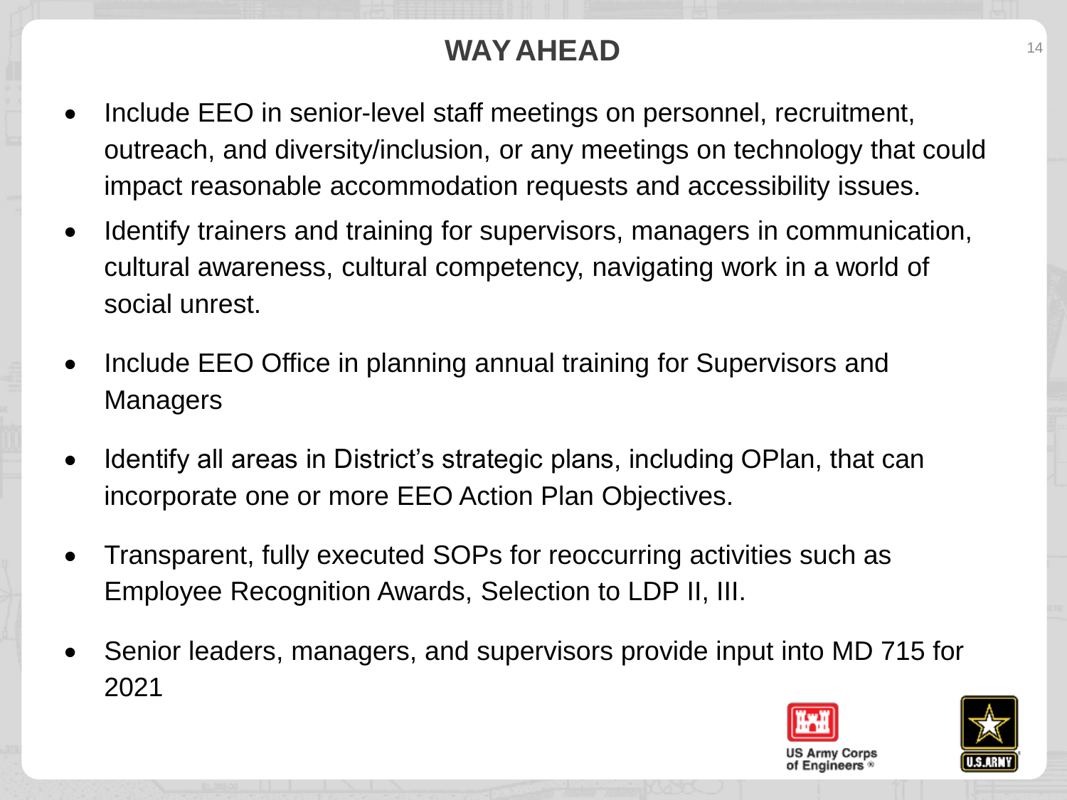# WAY AHEAD

- Include EEO in senior-level staff meetings on personnel, recruitment, outreach, and diversity/inclusion, or any meetings on technology that could impact reasonable accommodation requests and accessibility issues.
- Identify trainers and training for supervisors, managers in communication, cultural awareness, cultural competency, navigating work in a world of social unrest.
- Include EEO Office in planning annual training for Supervisors and Managers
- Identify all areas in District's strategic plans, including OPlan, that can incorporate one or more EEO Action Plan Objectives.
- Transparent, fully executed SOPs for reoccurring activities such as Employee Recognition Awards, Selection to LDP II, III.
- Senior leaders, managers, and supervisors provide input into MD 715 for 2021